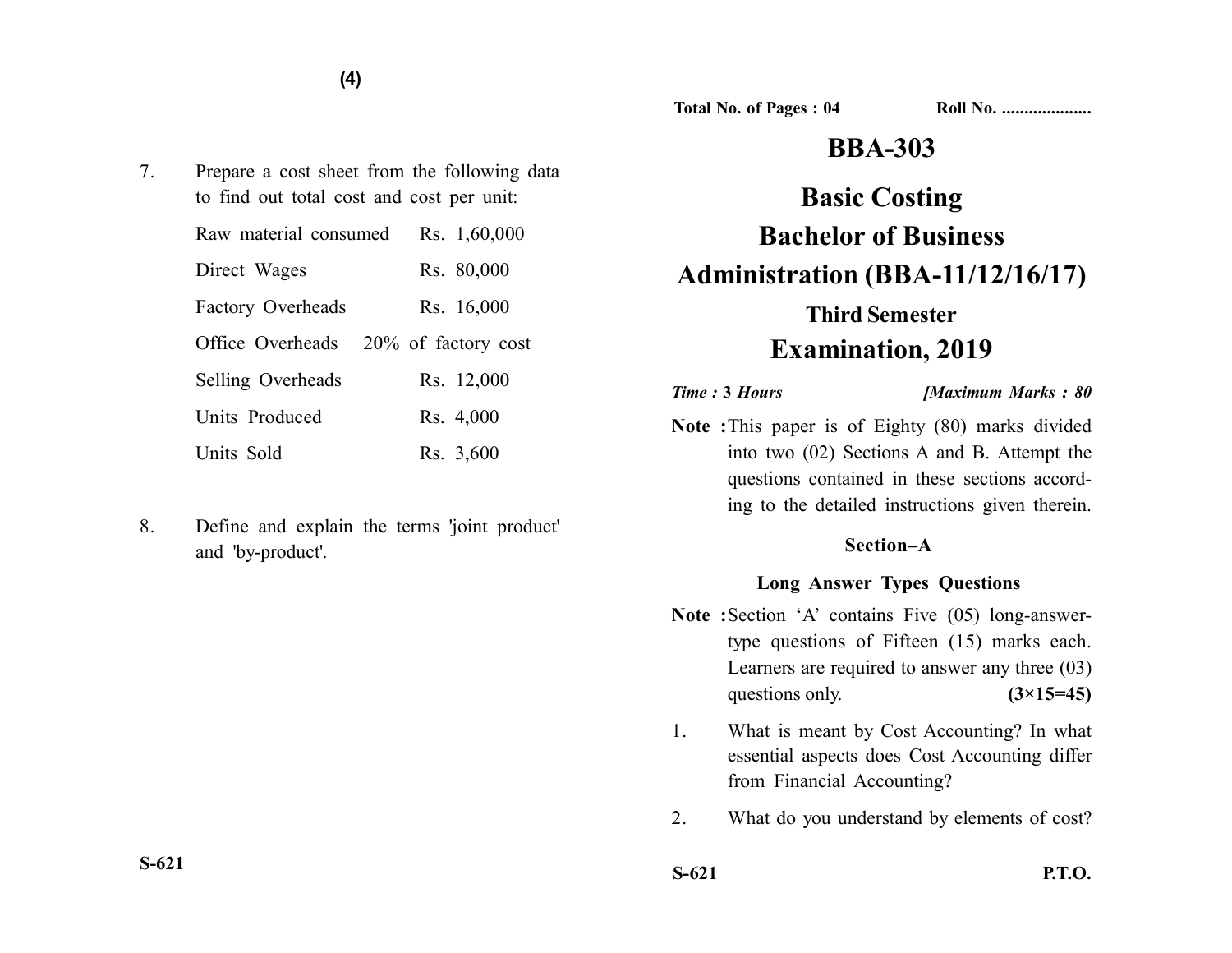Total No. of Pages : 04 Roll No. ...................

# BBA-303

# Basic Costing
# Bachelor of Business Administration (BBA-11/12/16/17)

### Third Semester
## Examination, 2019

*Time :* **3** *Hours* **[***Maximum Marks :* **80**

**Note :** This paper is of Eighty (80) marks divided into two (02) Sections A and B. Attempt the questions contained in these sections according to the detailed instructions given therein.

### Section–A

### Long Answer Types Questions

**Note :** Section 'A' contains Five (05) long-answer-type questions of Fifteen (15) marks each. Learners are required to answer any three (03) questions only. **(3×15=45)**

1. What is meant by Cost Accounting? In what essential aspects does Cost Accounting differ from Financial Accounting?

2. What do you understand by elements of cost?

7. Prepare a cost sheet from the following data to find out total cost and cost per unit:

| | |
|---|---|
| Raw material consumed | Rs. 1,60,000 |
| Direct Wages | Rs. 80,000 |
| Factory Overheads | Rs. 16,000 |
| Office Overheads | 20% of factory cost |
| Selling Overheads | Rs. 12,000 |
| Units Produced | Rs. 4,000 |
| Units Sold | Rs. 3,600 |

8. Define and explain the terms 'joint product' and 'by-product'.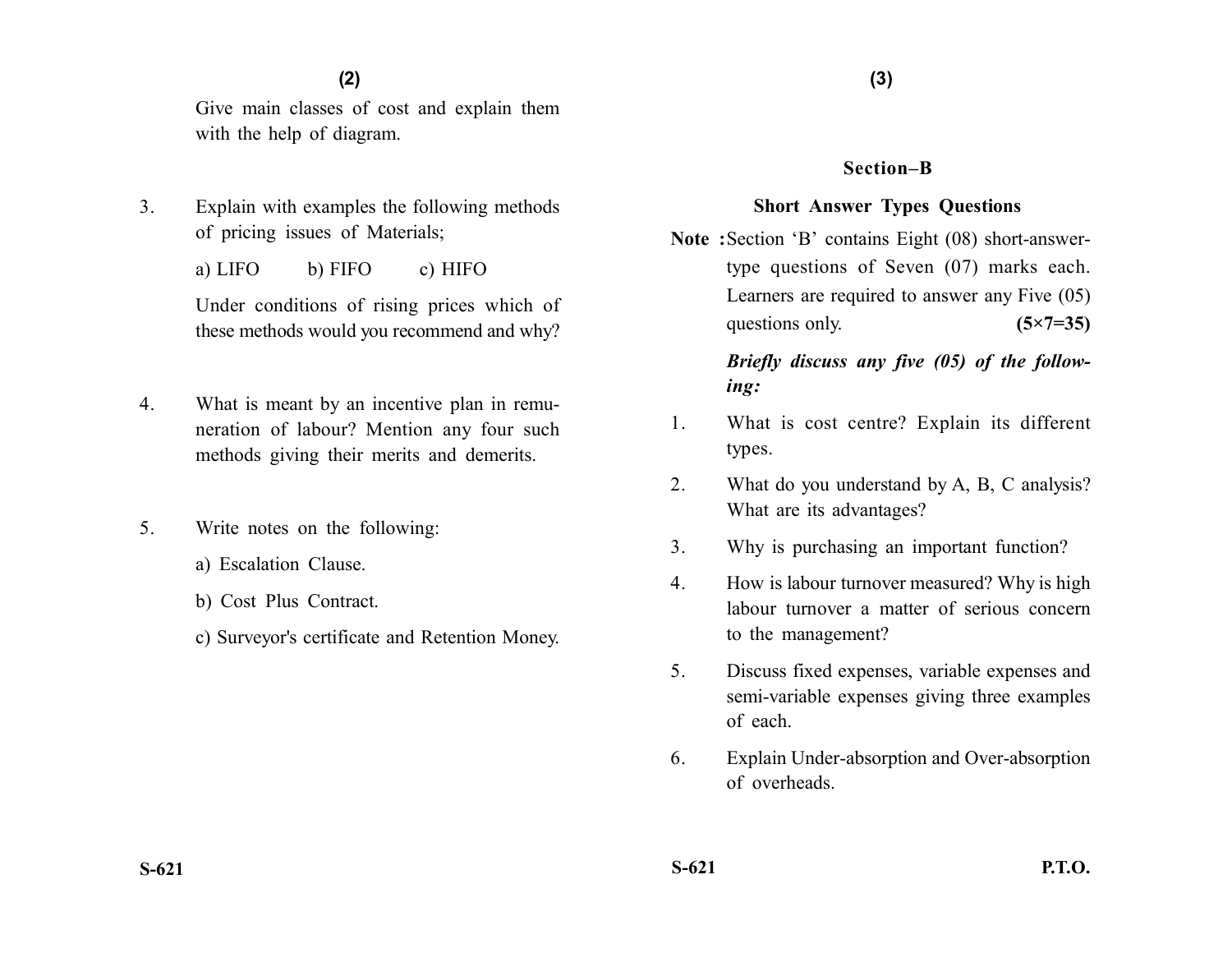Give main classes of cost and explain them with the help of diagram.

3. Explain with examples the following methods of pricing issues of Materials;

   a) LIFO  b) FIFO  c) HIFO

   Under conditions of rising prices which of these methods would you recommend and why?

4. What is meant by an incentive plan in remuneration of labour? Mention any four such methods giving their merits and demerits.

5. Write notes on the following:

   a) Escalation Clause.

   b) Cost Plus Contract.

   c) Surveyor's certificate and Retention Money.

## Section–B

### Short Answer Types Questions

**Note :** Section 'B' contains Eight (08) short-answer-type questions of Seven (07) marks each. Learners are required to answer any Five (05) questions only. **(5×7=35)**

***Briefly discuss any five (05) of the following:***

1. What is cost centre? Explain its different types.
2. What do you understand by A, B, C analysis? What are its advantages?
3. Why is purchasing an important function?
4. How is labour turnover measured? Why is high labour turnover a matter of serious concern to the management?
5. Discuss fixed expenses, variable expenses and semi-variable expenses giving three examples of each.
6. Explain Under-absorption and Over-absorption of overheads.